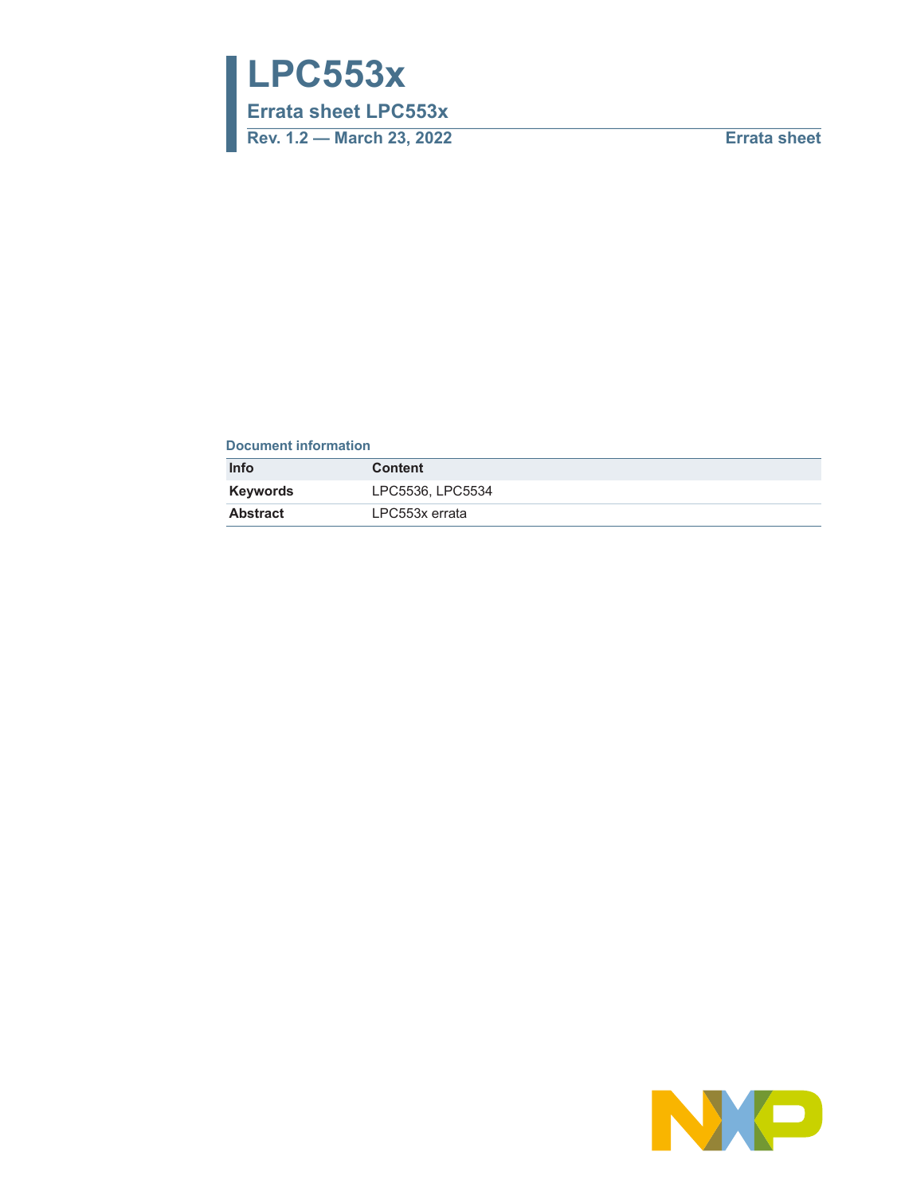# LPC553x

## Errata sheet LPC553x

**Rev. 1.2 — March 23, 2022** **Errata sheet**

**Document information**

| Info | Content |
|---|---|
| **Keywords** | LPC5536, LPC5534 |
| **Abstract** | LPC553x errata |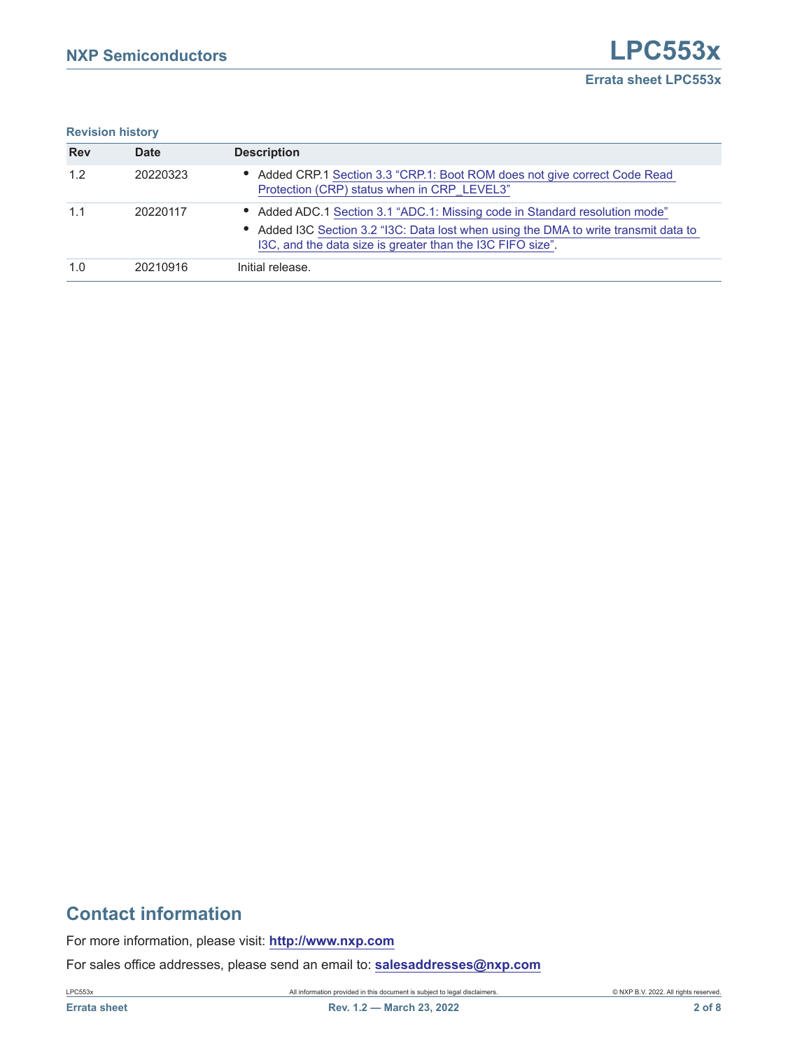**Revision history**

| Rev | Date | Description |
|---|---|---|
| 1.2 | 20220323 | • Added CRP.1 Section 3.3 "CRP.1: Boot ROM does not give correct Code Read Protection (CRP) status when in CRP_LEVEL3" |
| 1.1 | 20220117 | • Added ADC.1 Section 3.1 "ADC.1: Missing code in Standard resolution mode" <br> • Added I3C Section 3.2 "I3C: Data lost when using the DMA to write transmit data to I3C, and the data size is greater than the I3C FIFO size". |
| 1.0 | 20210916 | Initial release. |

## Contact information

For more information, please visit: **http://www.nxp.com**

For sales office addresses, please send an email to: **salesaddresses@nxp.com**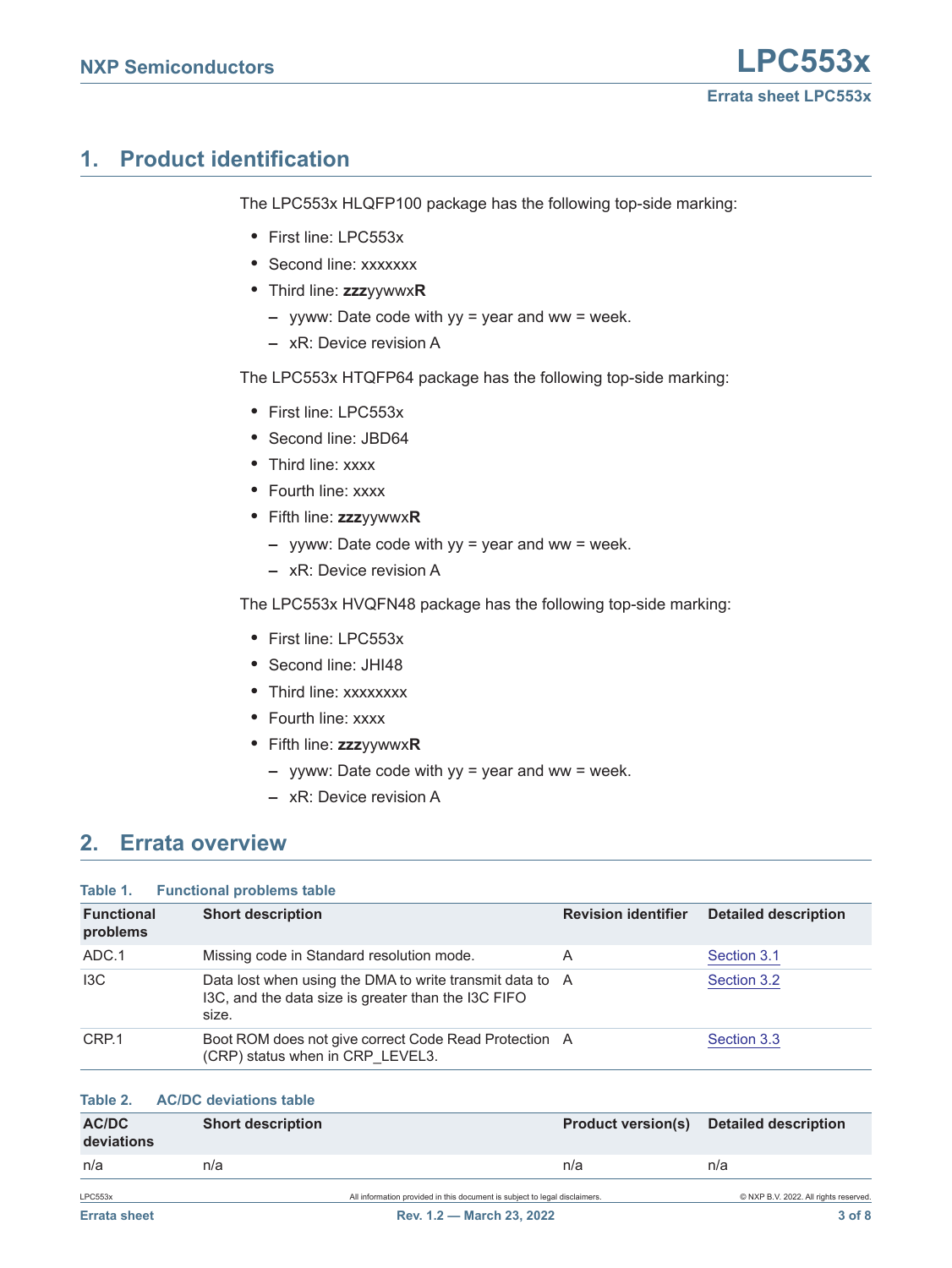## 1. Product identification

The LPC553x HLQFP100 package has the following top-side marking:

- First line: LPC553x
- Second line: xxxxxxx
- Third line: **zzz**yywwx**R**
  - yyww: Date code with yy = year and ww = week.
  - xR: Device revision A

The LPC553x HTQFP64 package has the following top-side marking:

- First line: LPC553x
- Second line: JBD64
- Third line: xxxx
- Fourth line: xxxx
- Fifth line: **zzz**yywwx**R**
  - yyww: Date code with yy = year and ww = week.
  - xR: Device revision A

The LPC553x HVQFN48 package has the following top-side marking:

- First line: LPC553x
- Second line: JHI48
- Third line: xxxxxxxx
- Fourth line: xxxx
- Fifth line: **zzz**yywwx**R**
  - yyww: Date code with yy = year and ww = week.
  - xR: Device revision A

## 2. Errata overview

**Table 1. Functional problems table**

| Functional problems | Short description | Revision identifier | Detailed description |
|---|---|---|---|
| ADC.1 | Missing code in Standard resolution mode. | A | Section 3.1 |
| I3C | Data lost when using the DMA to write transmit data to I3C, and the data size is greater than the I3C FIFO size. | A | Section 3.2 |
| CRP.1 | Boot ROM does not give correct Code Read Protection (CRP) status when in CRP_LEVEL3. | A | Section 3.3 |

**Table 2. AC/DC deviations table**

| AC/DC deviations | Short description | Product version(s) | Detailed description |
|---|---|---|---|
| n/a | n/a | n/a | n/a |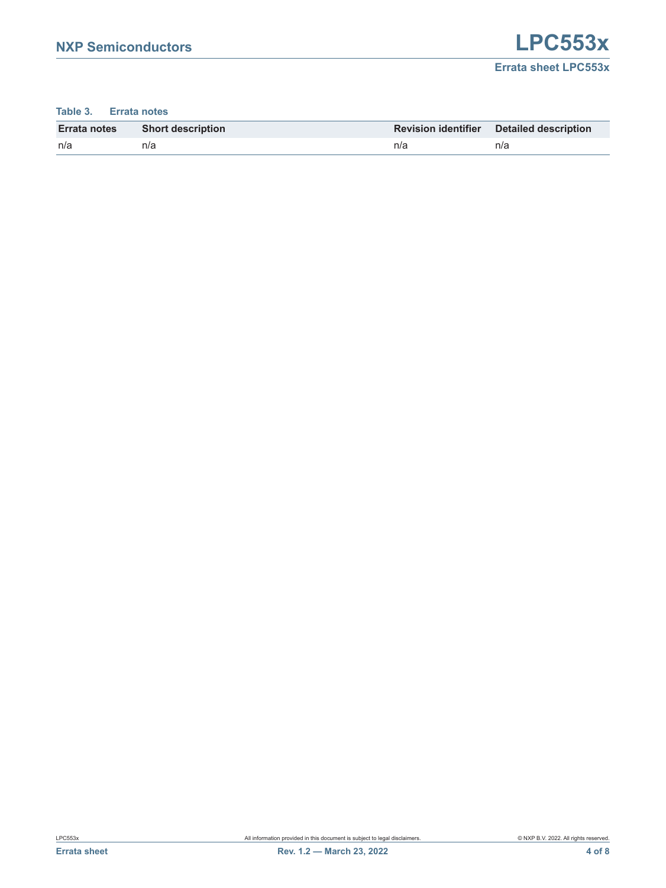**Table 3. Errata notes**

| Errata notes | Short description | Revision identifier | Detailed description |
| --- | --- | --- | --- |
| n/a | n/a | n/a | n/a |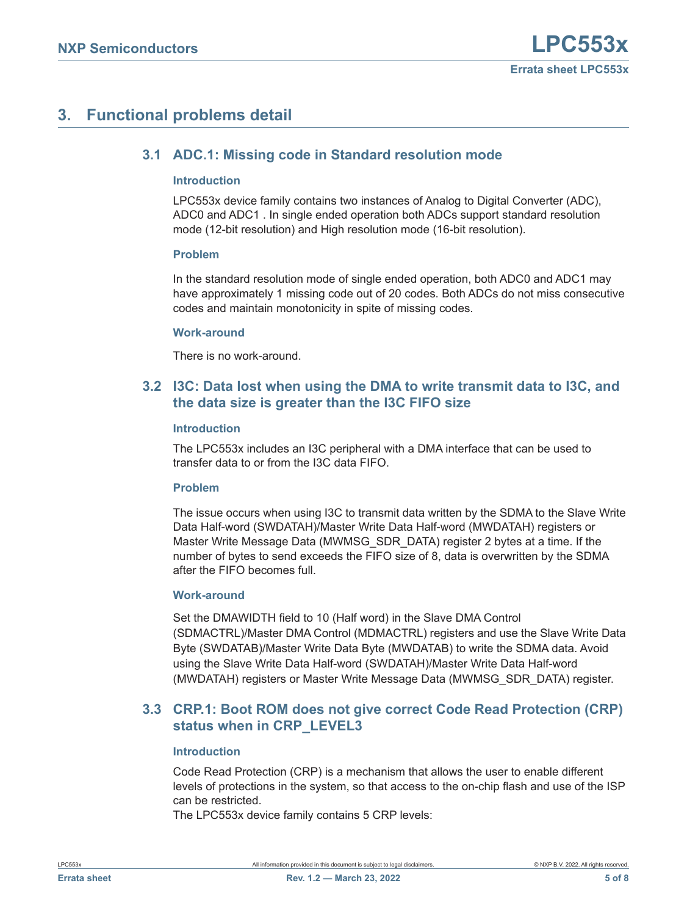## 3. Functional problems detail

### 3.1 ADC.1: Missing code in Standard resolution mode

#### Introduction

LPC553x device family contains two instances of Analog to Digital Converter (ADC), ADC0 and ADC1 . In single ended operation both ADCs support standard resolution mode (12-bit resolution) and High resolution mode (16-bit resolution).

#### Problem

In the standard resolution mode of single ended operation, both ADC0 and ADC1 may have approximately 1 missing code out of 20 codes. Both ADCs do not miss consecutive codes and maintain monotonicity in spite of missing codes.

#### Work-around

There is no work-around.

### 3.2 I3C: Data lost when using the DMA to write transmit data to I3C, and the data size is greater than the I3C FIFO size

#### Introduction

The LPC553x includes an I3C peripheral with a DMA interface that can be used to transfer data to or from the I3C data FIFO.

#### Problem

The issue occurs when using I3C to transmit data written by the SDMA to the Slave Write Data Half-word (SWDATAH)/Master Write Data Half-word (MWDATAH) registers or Master Write Message Data (MWMSG_SDR_DATA) register 2 bytes at a time. If the number of bytes to send exceeds the FIFO size of 8, data is overwritten by the SDMA after the FIFO becomes full.

#### Work-around

Set the DMAWIDTH field to 10 (Half word) in the Slave DMA Control (SDMACTRL)/Master DMA Control (MDMACTRL) registers and use the Slave Write Data Byte (SWDATAB)/Master Write Data Byte (MWDATAB) to write the SDMA data. Avoid using the Slave Write Data Half-word (SWDATAH)/Master Write Data Half-word (MWDATAH) registers or Master Write Message Data (MWMSG_SDR_DATA) register.

### 3.3 CRP.1: Boot ROM does not give correct Code Read Protection (CRP) status when in CRP_LEVEL3

#### Introduction

Code Read Protection (CRP) is a mechanism that allows the user to enable different levels of protections in the system, so that access to the on-chip flash and use of the ISP can be restricted.
The LPC553x device family contains 5 CRP levels: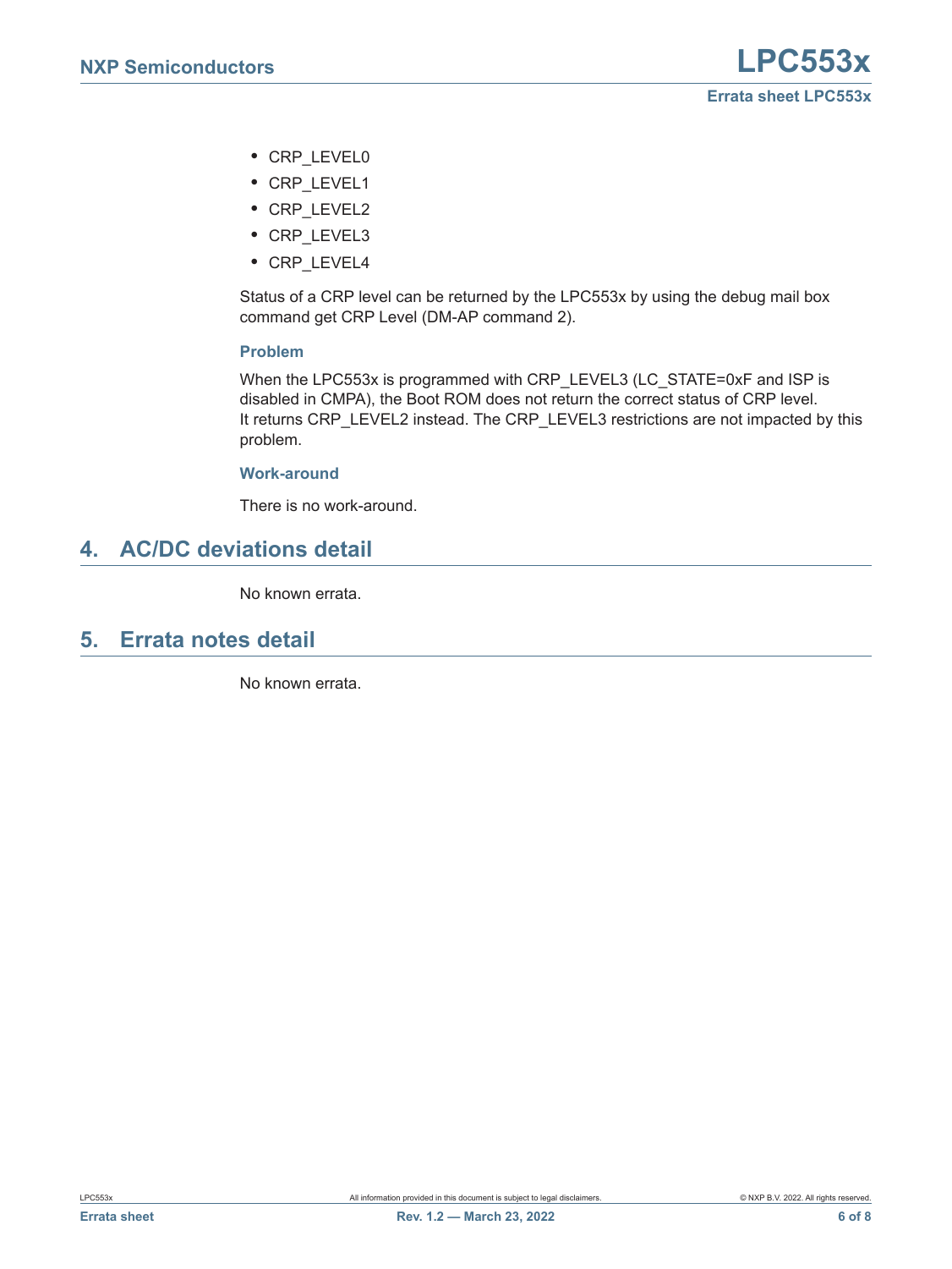- CRP_LEVEL0
- CRP_LEVEL1
- CRP_LEVEL2
- CRP_LEVEL3
- CRP_LEVEL4

Status of a CRP level can be returned by the LPC553x by using the debug mail box command get CRP Level (DM-AP command 2).

### Problem

When the LPC553x is programmed with CRP_LEVEL3 (LC_STATE=0xF and ISP is disabled in CMPA), the Boot ROM does not return the correct status of CRP level. It returns CRP_LEVEL2 instead. The CRP_LEVEL3 restrictions are not impacted by this problem.

### Work-around

There is no work-around.

## 4. AC/DC deviations detail

No known errata.

## 5. Errata notes detail

No known errata.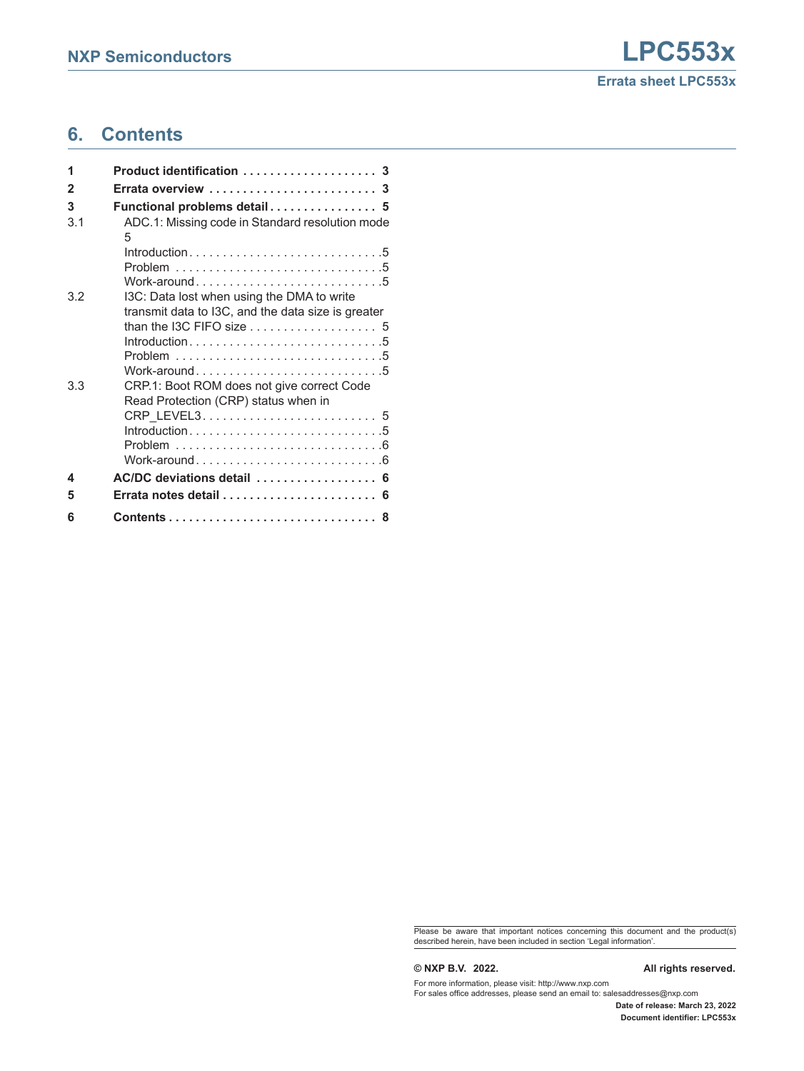## 6. Contents

| | | |
|---|---|---|
| **1** | **Product identification** | **3** |
| **2** | **Errata overview** | **3** |
| **3** | **Functional problems detail** | **5** |
| 3.1 | ADC.1: Missing code in Standard resolution mode | 5 |
| | Introduction | 5 |
| | Problem | 5 |
| | Work-around | 5 |
| 3.2 | I3C: Data lost when using the DMA to write transmit data to I3C, and the data size is greater than the I3C FIFO size | 5 |
| | Introduction | 5 |
| | Problem | 5 |
| | Work-around | 5 |
| 3.3 | CRP.1: Boot ROM does not give correct Code Read Protection (CRP) status when in CRP_LEVEL3 | 5 |
| | Introduction | 5 |
| | Problem | 6 |
| | Work-around | 6 |
| **4** | **AC/DC deviations detail** | **6** |
| **5** | **Errata notes detail** | **6** |
| **6** | **Contents** | **8** |

Please be aware that important notices concerning this document and the product(s) described herein, have been included in section 'Legal information'.

**© NXP B.V. 2022. All rights reserved.**

For more information, please visit: http://www.nxp.com
For sales office addresses, please send an email to: salesaddresses@nxp.com

**Date of release: March 23, 2022**
**Document identifier: LPC553x**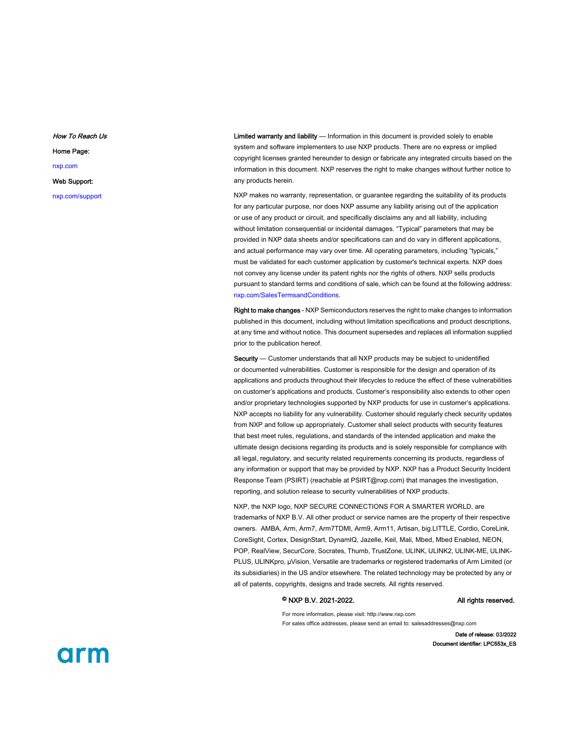*How To Reach Us*

**Home Page:**

nxp.com

**Web Support:**

nxp.com/support

**Limited warranty and liability** — Information in this document is provided solely to enable system and software implementers to use NXP products. There are no express or implied copyright licenses granted hereunder to design or fabricate any integrated circuits based on the information in this document. NXP reserves the right to make changes without further notice to any products herein.

NXP makes no warranty, representation, or guarantee regarding the suitability of its products for any particular purpose, nor does NXP assume any liability arising out of the application or use of any product or circuit, and specifically disclaims any and all liability, including without limitation consequential or incidental damages. “Typical” parameters that may be provided in NXP data sheets and/or specifications can and do vary in different applications, and actual performance may vary over time. All operating parameters, including “typicals,” must be validated for each customer application by customer's technical experts. NXP does not convey any license under its patent rights nor the rights of others. NXP sells products pursuant to standard terms and conditions of sale, which can be found at the following address: nxp.com/SalesTermsandConditions.

**Right to make changes** - NXP Semiconductors reserves the right to make changes to information published in this document, including without limitation specifications and product descriptions, at any time and without notice. This document supersedes and replaces all information supplied prior to the publication hereof.

**Security** — Customer understands that all NXP products may be subject to unidentified or documented vulnerabilities. Customer is responsible for the design and operation of its applications and products throughout their lifecycles to reduce the effect of these vulnerabilities on customer’s applications and products. Customer’s responsibility also extends to other open and/or proprietary technologies supported by NXP products for use in customer’s applications. NXP accepts no liability for any vulnerability. Customer should regularly check security updates from NXP and follow up appropriately. Customer shall select products with security features that best meet rules, regulations, and standards of the intended application and make the ultimate design decisions regarding its products and is solely responsible for compliance with all legal, regulatory, and security related requirements concerning its products, regardless of any information or support that may be provided by NXP. NXP has a Product Security Incident Response Team (PSIRT) (reachable at PSIRT@nxp.com) that manages the investigation, reporting, and solution release to security vulnerabilities of NXP products.

NXP, the NXP logo, NXP SECURE CONNECTIONS FOR A SMARTER WORLD, are trademarks of NXP B.V. All other product or service names are the property of their respective owners. AMBA, Arm, Arm7, Arm7TDMI, Arm9, Arm11, Artisan, big.LITTLE, Cordio, CoreLink, CoreSight, Cortex, DesignStart, DynamIQ, Jazelle, Keil, Mali, Mbed, Mbed Enabled, NEON, POP, RealView, SecurCore, Socrates, Thumb, TrustZone, ULINK, ULINK2, ULINK-ME, ULINK-PLUS, ULINKpro, μVision, Versatile are trademarks or registered trademarks of Arm Limited (or its subsidiaries) in the US and/or elsewhere. The related technology may be protected by any or all of patents, copyrights, designs and trade secrets. All rights reserved.

**© NXP B.V. 2021-2022. All rights reserved.**

For more information, please visit: http://www.nxp.com

For sales office addresses, please send an email to: salesaddresses@nxp.com

**Date of release: 03/2022**

**Document identifier: LPC553x_ES**

arm